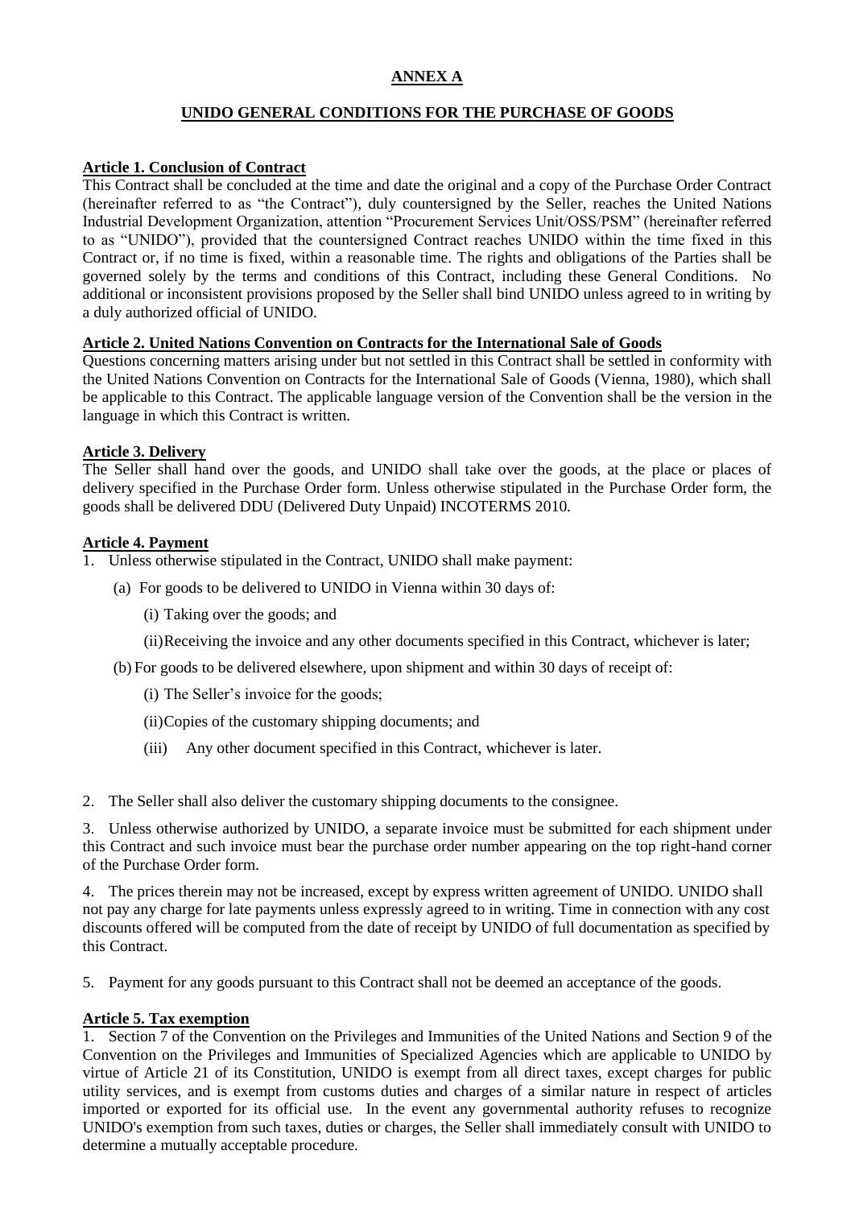# ANNEX A

## UNIDO GENERAL CONDITIONS FOR THE PURCHASE OF GOODS

### Article 1. Conclusion of Contract

This Contract shall be concluded at the time and date the original and a copy of the Purchase Order Contract (hereinafter referred to as "the Contract"), duly countersigned by the Seller, reaches the United Nations Industrial Development Organization, attention "Procurement Services Unit/OSS/PSM" (hereinafter referred to as "UNIDO"), provided that the countersigned Contract reaches UNIDO within the time fixed in this Contract or, if no time is fixed, within a reasonable time. The rights and obligations of the Parties shall be governed solely by the terms and conditions of this Contract, including these General Conditions. No additional or inconsistent provisions proposed by the Seller shall bind UNIDO unless agreed to in writing by a duly authorized official of UNIDO.

### Article 2. United Nations Convention on Contracts for the International Sale of Goods

Questions concerning matters arising under but not settled in this Contract shall be settled in conformity with the United Nations Convention on Contracts for the International Sale of Goods (Vienna, 1980), which shall be applicable to this Contract. The applicable language version of the Convention shall be the version in the language in which this Contract is written.

### Article 3. Delivery

The Seller shall hand over the goods, and UNIDO shall take over the goods, at the place or places of delivery specified in the Purchase Order form. Unless otherwise stipulated in the Purchase Order form, the goods shall be delivered DDU (Delivered Duty Unpaid) INCOTERMS 2010.

### Article 4. Payment

1. Unless otherwise stipulated in the Contract, UNIDO shall make payment:
   - (a) For goods to be delivered to UNIDO in Vienna within 30 days of:
     - (i) Taking over the goods; and
     - (ii) Receiving the invoice and any other documents specified in this Contract, whichever is later;
   - (b) For goods to be delivered elsewhere, upon shipment and within 30 days of receipt of:
     - (i) The Seller's invoice for the goods;
     - (ii) Copies of the customary shipping documents; and
     - (iii) Any other document specified in this Contract, whichever is later.

2. The Seller shall also deliver the customary shipping documents to the consignee.

3. Unless otherwise authorized by UNIDO, a separate invoice must be submitted for each shipment under this Contract and such invoice must bear the purchase order number appearing on the top right-hand corner of the Purchase Order form.

4. The prices therein may not be increased, except by express written agreement of UNIDO. UNIDO shall not pay any charge for late payments unless expressly agreed to in writing. Time in connection with any cost discounts offered will be computed from the date of receipt by UNIDO of full documentation as specified by this Contract.

5. Payment for any goods pursuant to this Contract shall not be deemed an acceptance of the goods.

### Article 5. Tax exemption

1. Section 7 of the Convention on the Privileges and Immunities of the United Nations and Section 9 of the Convention on the Privileges and Immunities of Specialized Agencies which are applicable to UNIDO by virtue of Article 21 of its Constitution, UNIDO is exempt from all direct taxes, except charges for public utility services, and is exempt from customs duties and charges of a similar nature in respect of articles imported or exported for its official use. In the event any governmental authority refuses to recognize UNIDO's exemption from such taxes, duties or charges, the Seller shall immediately consult with UNIDO to determine a mutually acceptable procedure.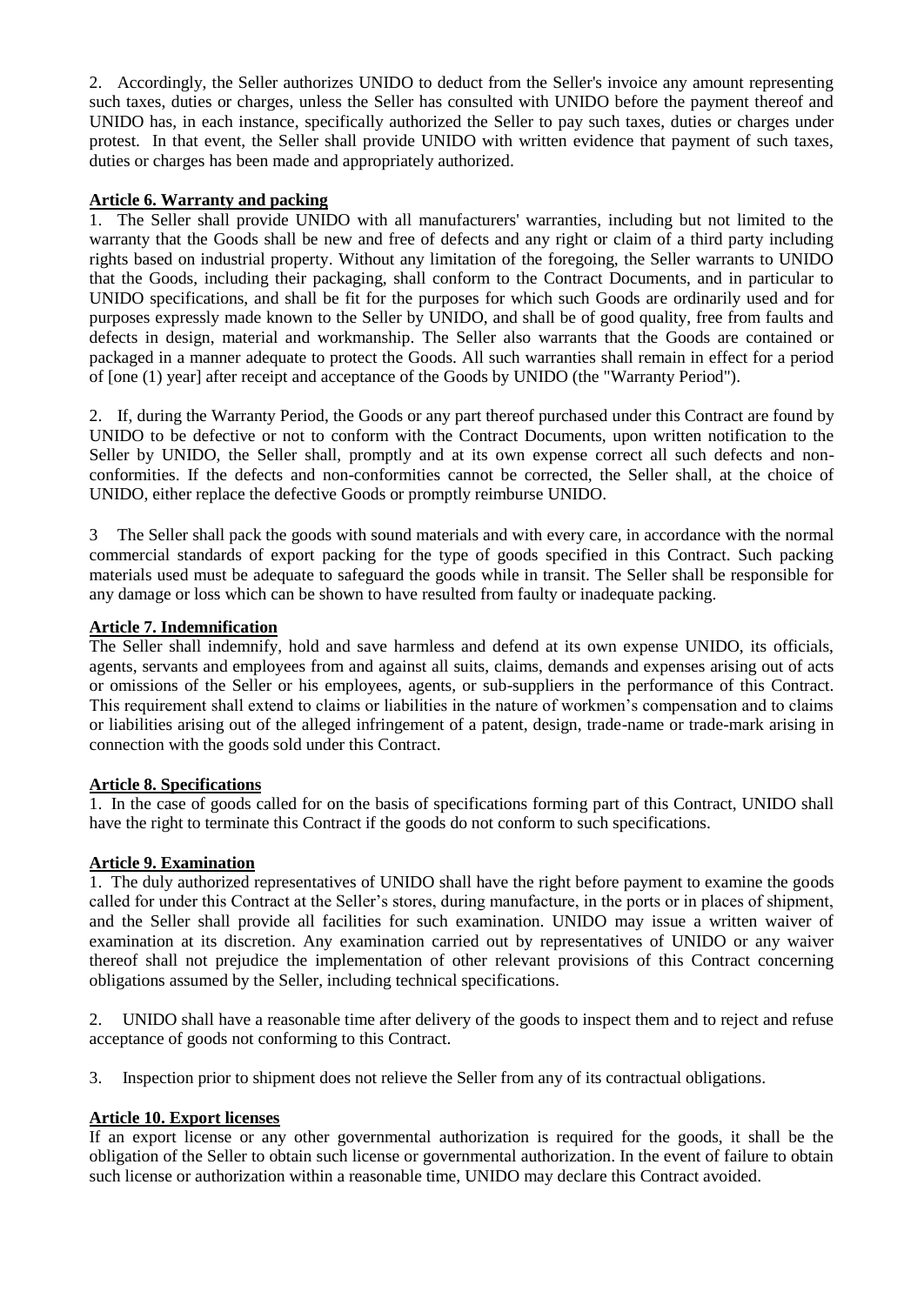2. Accordingly, the Seller authorizes UNIDO to deduct from the Seller's invoice any amount representing such taxes, duties or charges, unless the Seller has consulted with UNIDO before the payment thereof and UNIDO has, in each instance, specifically authorized the Seller to pay such taxes, duties or charges under protest. In that event, the Seller shall provide UNIDO with written evidence that payment of such taxes, duties or charges has been made and appropriately authorized.

**Article 6. Warranty and packing**

1. The Seller shall provide UNIDO with all manufacturers' warranties, including but not limited to the warranty that the Goods shall be new and free of defects and any right or claim of a third party including rights based on industrial property. Without any limitation of the foregoing, the Seller warrants to UNIDO that the Goods, including their packaging, shall conform to the Contract Documents, and in particular to UNIDO specifications, and shall be fit for the purposes for which such Goods are ordinarily used and for purposes expressly made known to the Seller by UNIDO, and shall be of good quality, free from faults and defects in design, material and workmanship. The Seller also warrants that the Goods are contained or packaged in a manner adequate to protect the Goods. All such warranties shall remain in effect for a period of [one (1) year] after receipt and acceptance of the Goods by UNIDO (the "Warranty Period").

2. If, during the Warranty Period, the Goods or any part thereof purchased under this Contract are found by UNIDO to be defective or not to conform with the Contract Documents, upon written notification to the Seller by UNIDO, the Seller shall, promptly and at its own expense correct all such defects and non-conformities. If the defects and non-conformities cannot be corrected, the Seller shall, at the choice of UNIDO, either replace the defective Goods or promptly reimburse UNIDO.

3 The Seller shall pack the goods with sound materials and with every care, in accordance with the normal commercial standards of export packing for the type of goods specified in this Contract. Such packing materials used must be adequate to safeguard the goods while in transit. The Seller shall be responsible for any damage or loss which can be shown to have resulted from faulty or inadequate packing.

**Article 7. Indemnification**

The Seller shall indemnify, hold and save harmless and defend at its own expense UNIDO, its officials, agents, servants and employees from and against all suits, claims, demands and expenses arising out of acts or omissions of the Seller or his employees, agents, or sub-suppliers in the performance of this Contract. This requirement shall extend to claims or liabilities in the nature of workmen's compensation and to claims or liabilities arising out of the alleged infringement of a patent, design, trade-name or trade-mark arising in connection with the goods sold under this Contract.

**Article 8. Specifications**

1. In the case of goods called for on the basis of specifications forming part of this Contract, UNIDO shall have the right to terminate this Contract if the goods do not conform to such specifications.

**Article 9. Examination**

1. The duly authorized representatives of UNIDO shall have the right before payment to examine the goods called for under this Contract at the Seller's stores, during manufacture, in the ports or in places of shipment, and the Seller shall provide all facilities for such examination. UNIDO may issue a written waiver of examination at its discretion. Any examination carried out by representatives of UNIDO or any waiver thereof shall not prejudice the implementation of other relevant provisions of this Contract concerning obligations assumed by the Seller, including technical specifications.

2. UNIDO shall have a reasonable time after delivery of the goods to inspect them and to reject and refuse acceptance of goods not conforming to this Contract.

3. Inspection prior to shipment does not relieve the Seller from any of its contractual obligations.

**Article 10. Export licenses**

If an export license or any other governmental authorization is required for the goods, it shall be the obligation of the Seller to obtain such license or governmental authorization. In the event of failure to obtain such license or authorization within a reasonable time, UNIDO may declare this Contract avoided.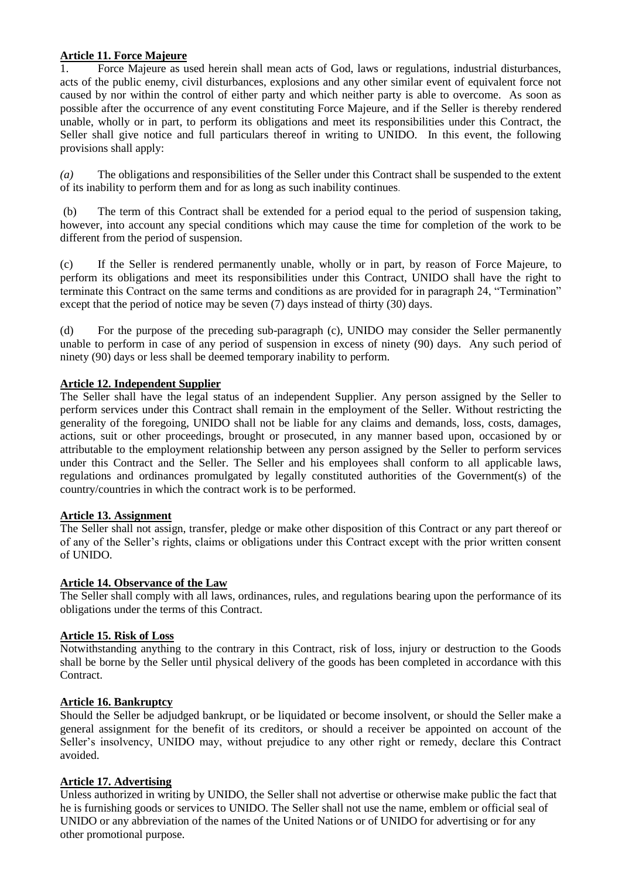**Article 11. Force Majeure**

1. Force Majeure as used herein shall mean acts of God, laws or regulations, industrial disturbances, acts of the public enemy, civil disturbances, explosions and any other similar event of equivalent force not caused by nor within the control of either party and which neither party is able to overcome. As soon as possible after the occurrence of any event constituting Force Majeure, and if the Seller is thereby rendered unable, wholly or in part, to perform its obligations and meet its responsibilities under this Contract, the Seller shall give notice and full particulars thereof in writing to UNIDO. In this event, the following provisions shall apply:

*(a)* The obligations and responsibilities of the Seller under this Contract shall be suspended to the extent of its inability to perform them and for as long as such inability continues.

(b) The term of this Contract shall be extended for a period equal to the period of suspension taking, however, into account any special conditions which may cause the time for completion of the work to be different from the period of suspension.

(c) If the Seller is rendered permanently unable, wholly or in part, by reason of Force Majeure, to perform its obligations and meet its responsibilities under this Contract, UNIDO shall have the right to terminate this Contract on the same terms and conditions as are provided for in paragraph 24, "Termination" except that the period of notice may be seven (7) days instead of thirty (30) days.

(d) For the purpose of the preceding sub-paragraph (c), UNIDO may consider the Seller permanently unable to perform in case of any period of suspension in excess of ninety (90) days. Any such period of ninety (90) days or less shall be deemed temporary inability to perform.

**Article 12. Independent Supplier**

The Seller shall have the legal status of an independent Supplier. Any person assigned by the Seller to perform services under this Contract shall remain in the employment of the Seller. Without restricting the generality of the foregoing, UNIDO shall not be liable for any claims and demands, loss, costs, damages, actions, suit or other proceedings, brought or prosecuted, in any manner based upon, occasioned by or attributable to the employment relationship between any person assigned by the Seller to perform services under this Contract and the Seller. The Seller and his employees shall conform to all applicable laws, regulations and ordinances promulgated by legally constituted authorities of the Government(s) of the country/countries in which the contract work is to be performed.

**Article 13. Assignment**

The Seller shall not assign, transfer, pledge or make other disposition of this Contract or any part thereof or of any of the Seller's rights, claims or obligations under this Contract except with the prior written consent of UNIDO.

**Article 14. Observance of the Law**

The Seller shall comply with all laws, ordinances, rules, and regulations bearing upon the performance of its obligations under the terms of this Contract.

**Article 15. Risk of Loss**

Notwithstanding anything to the contrary in this Contract, risk of loss, injury or destruction to the Goods shall be borne by the Seller until physical delivery of the goods has been completed in accordance with this Contract.

**Article 16. Bankruptcy**

Should the Seller be adjudged bankrupt, or be liquidated or become insolvent, or should the Seller make a general assignment for the benefit of its creditors, or should a receiver be appointed on account of the Seller's insolvency, UNIDO may, without prejudice to any other right or remedy, declare this Contract avoided.

**Article 17. Advertising**

Unless authorized in writing by UNIDO, the Seller shall not advertise or otherwise make public the fact that he is furnishing goods or services to UNIDO. The Seller shall not use the name, emblem or official seal of UNIDO or any abbreviation of the names of the United Nations or of UNIDO for advertising or for any other promotional purpose.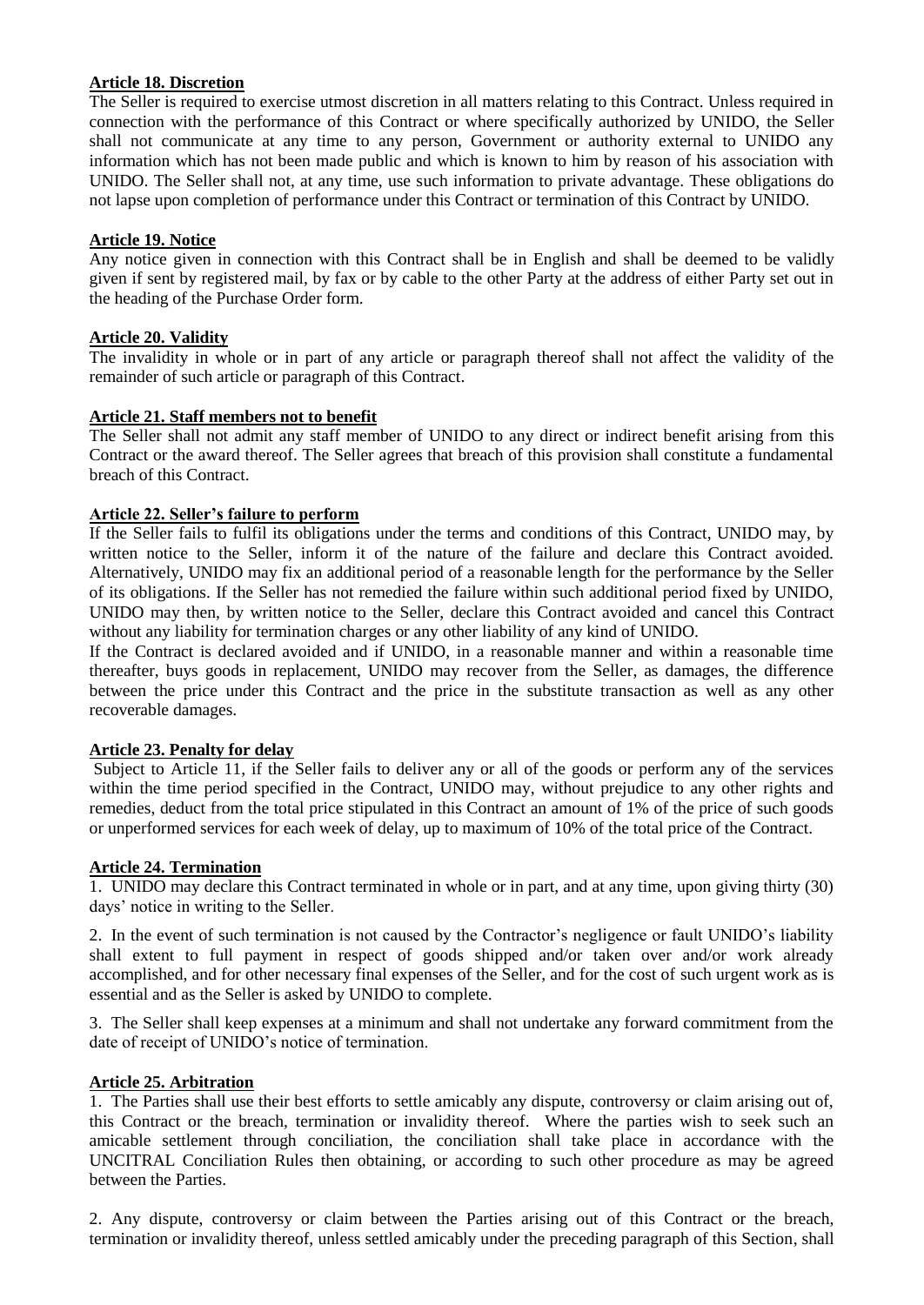**Article 18. Discretion**

The Seller is required to exercise utmost discretion in all matters relating to this Contract. Unless required in connection with the performance of this Contract or where specifically authorized by UNIDO, the Seller shall not communicate at any time to any person, Government or authority external to UNIDO any information which has not been made public and which is known to him by reason of his association with UNIDO. The Seller shall not, at any time, use such information to private advantage. These obligations do not lapse upon completion of performance under this Contract or termination of this Contract by UNIDO.

**Article 19. Notice**

Any notice given in connection with this Contract shall be in English and shall be deemed to be validly given if sent by registered mail, by fax or by cable to the other Party at the address of either Party set out in the heading of the Purchase Order form.

**Article 20. Validity**

The invalidity in whole or in part of any article or paragraph thereof shall not affect the validity of the remainder of such article or paragraph of this Contract.

**Article 21. Staff members not to benefit**

The Seller shall not admit any staff member of UNIDO to any direct or indirect benefit arising from this Contract or the award thereof. The Seller agrees that breach of this provision shall constitute a fundamental breach of this Contract.

**Article 22. Seller's failure to perform**

If the Seller fails to fulfil its obligations under the terms and conditions of this Contract, UNIDO may, by written notice to the Seller, inform it of the nature of the failure and declare this Contract avoided. Alternatively, UNIDO may fix an additional period of a reasonable length for the performance by the Seller of its obligations. If the Seller has not remedied the failure within such additional period fixed by UNIDO, UNIDO may then, by written notice to the Seller, declare this Contract avoided and cancel this Contract without any liability for termination charges or any other liability of any kind of UNIDO.

If the Contract is declared avoided and if UNIDO, in a reasonable manner and within a reasonable time thereafter, buys goods in replacement, UNIDO may recover from the Seller, as damages, the difference between the price under this Contract and the price in the substitute transaction as well as any other recoverable damages.

**Article 23. Penalty for delay**

Subject to Article 11, if the Seller fails to deliver any or all of the goods or perform any of the services within the time period specified in the Contract, UNIDO may, without prejudice to any other rights and remedies, deduct from the total price stipulated in this Contract an amount of 1% of the price of such goods or unperformed services for each week of delay, up to maximum of 10% of the total price of the Contract.

**Article 24. Termination**

1. UNIDO may declare this Contract terminated in whole or in part, and at any time, upon giving thirty (30) days' notice in writing to the Seller.

2. In the event of such termination is not caused by the Contractor's negligence or fault UNIDO's liability shall extent to full payment in respect of goods shipped and/or taken over and/or work already accomplished, and for other necessary final expenses of the Seller, and for the cost of such urgent work as is essential and as the Seller is asked by UNIDO to complete.

3. The Seller shall keep expenses at a minimum and shall not undertake any forward commitment from the date of receipt of UNIDO's notice of termination.

**Article 25. Arbitration**

1. The Parties shall use their best efforts to settle amicably any dispute, controversy or claim arising out of, this Contract or the breach, termination or invalidity thereof. Where the parties wish to seek such an amicable settlement through conciliation, the conciliation shall take place in accordance with the UNCITRAL Conciliation Rules then obtaining, or according to such other procedure as may be agreed between the Parties.

2. Any dispute, controversy or claim between the Parties arising out of this Contract or the breach, termination or invalidity thereof, unless settled amicably under the preceding paragraph of this Section, shall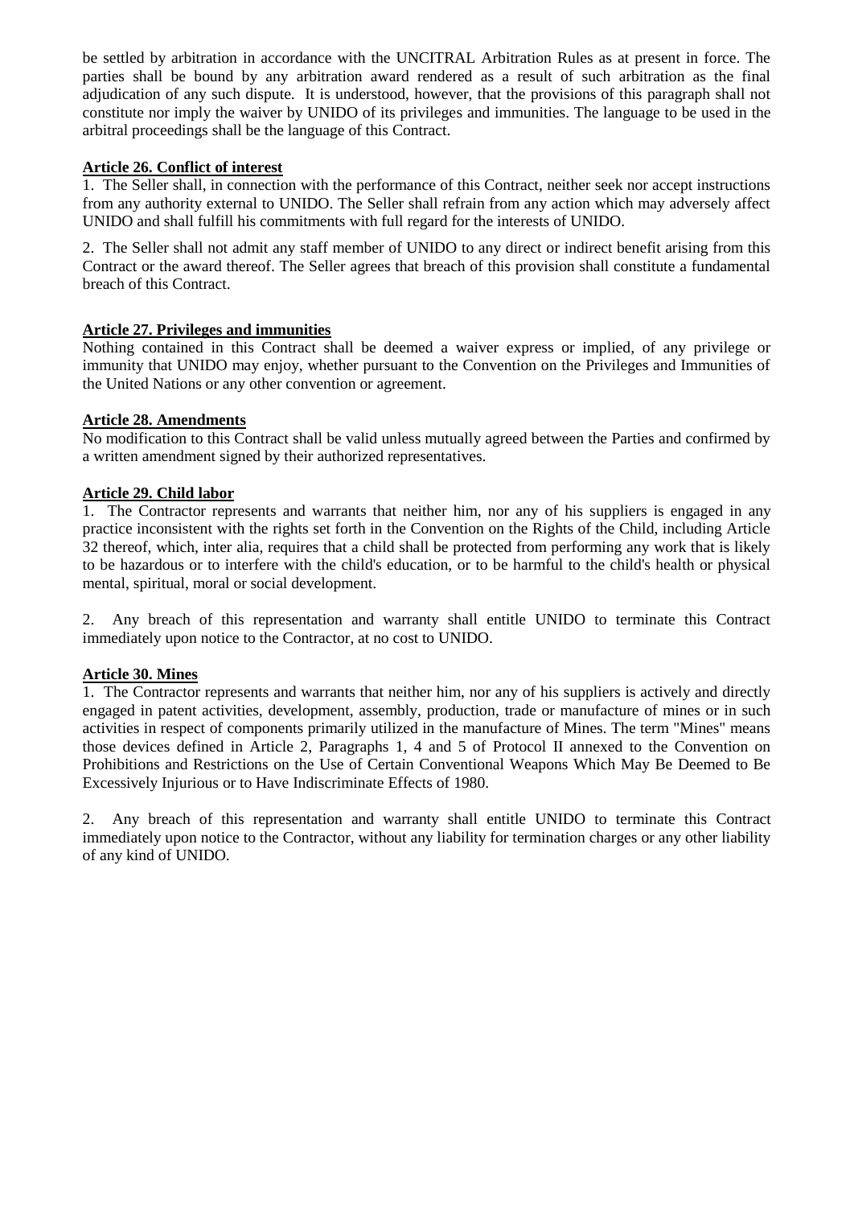be settled by arbitration in accordance with the UNCITRAL Arbitration Rules as at present in force. The parties shall be bound by any arbitration award rendered as a result of such arbitration as the final adjudication of any such dispute. It is understood, however, that the provisions of this paragraph shall not constitute nor imply the waiver by UNIDO of its privileges and immunities. The language to be used in the arbitral proceedings shall be the language of this Contract.

**Article 26. Conflict of interest**

1. The Seller shall, in connection with the performance of this Contract, neither seek nor accept instructions from any authority external to UNIDO. The Seller shall refrain from any action which may adversely affect UNIDO and shall fulfill his commitments with full regard for the interests of UNIDO.

2. The Seller shall not admit any staff member of UNIDO to any direct or indirect benefit arising from this Contract or the award thereof. The Seller agrees that breach of this provision shall constitute a fundamental breach of this Contract.

**Article 27. Privileges and immunities**

Nothing contained in this Contract shall be deemed a waiver express or implied, of any privilege or immunity that UNIDO may enjoy, whether pursuant to the Convention on the Privileges and Immunities of the United Nations or any other convention or agreement.

**Article 28. Amendments**

No modification to this Contract shall be valid unless mutually agreed between the Parties and confirmed by a written amendment signed by their authorized representatives.

**Article 29. Child labor**

1. The Contractor represents and warrants that neither him, nor any of his suppliers is engaged in any practice inconsistent with the rights set forth in the Convention on the Rights of the Child, including Article 32 thereof, which, inter alia, requires that a child shall be protected from performing any work that is likely to be hazardous or to interfere with the child's education, or to be harmful to the child's health or physical mental, spiritual, moral or social development.

2. Any breach of this representation and warranty shall entitle UNIDO to terminate this Contract immediately upon notice to the Contractor, at no cost to UNIDO.

**Article 30. Mines**

1. The Contractor represents and warrants that neither him, nor any of his suppliers is actively and directly engaged in patent activities, development, assembly, production, trade or manufacture of mines or in such activities in respect of components primarily utilized in the manufacture of Mines. The term "Mines" means those devices defined in Article 2, Paragraphs 1, 4 and 5 of Protocol II annexed to the Convention on Prohibitions and Restrictions on the Use of Certain Conventional Weapons Which May Be Deemed to Be Excessively Injurious or to Have Indiscriminate Effects of 1980.

2. Any breach of this representation and warranty shall entitle UNIDO to terminate this Contract immediately upon notice to the Contractor, without any liability for termination charges or any other liability of any kind of UNIDO.